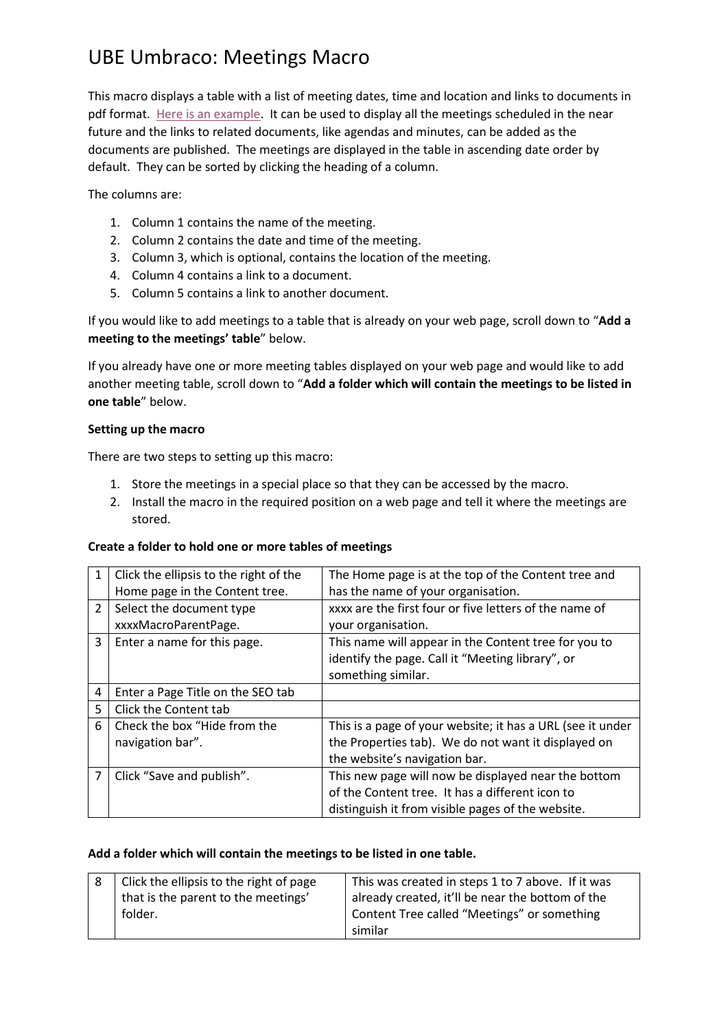# UBE Umbraco: Meetings Macro

This macro displays a table with a list of meeting dates, time and location and links to documents in pdf format. Here is an example. It can be used to display all the meetings scheduled in the near future and the links to related documents, like agendas and minutes, can be added as the documents are published. The meetings are displayed in the table in ascending date order by default. They can be sorted by clicking the heading of a column.

The columns are:

1. Column 1 contains the name of the meeting.
2. Column 2 contains the date and time of the meeting.
3. Column 3, which is optional, contains the location of the meeting.
4. Column 4 contains a link to a document.
5. Column 5 contains a link to another document.

If you would like to add meetings to a table that is already on your web page, scroll down to "**Add a meeting to the meetings' table**" below.

If you already have one or more meeting tables displayed on your web page and would like to add another meeting table, scroll down to "**Add a folder which will contain the meetings to be listed in one table**" below.

**Setting up the macro**

There are two steps to setting up this macro:

1. Store the meetings in a special place so that they can be accessed by the macro.
2. Install the macro in the required position on a web page and tell it where the meetings are stored.

**Create a folder to hold one or more tables of meetings**

| | | |
|---|---|---|
| 1 | Click the ellipsis to the right of the Home page in the Content tree. | The Home page is at the top of the Content tree and has the name of your organisation. |
| 2 | Select the document type xxxxMacroParentPage. | xxxx are the first four or five letters of the name of your organisation. |
| 3 | Enter a name for this page. | This name will appear in the Content tree for you to identify the page. Call it "Meeting library", or something similar. |
| 4 | Enter a Page Title on the SEO tab | |
| 5 | Click the Content tab | |
| 6 | Check the box "Hide from the navigation bar". | This is a page of your website; it has a URL (see it under the Properties tab). We do not want it displayed on the website's navigation bar. |
| 7 | Click "Save and publish". | This new page will now be displayed near the bottom of the Content tree. It has a different icon to distinguish it from visible pages of the website. |

**Add a folder which will contain the meetings to be listed in one table.**

| | | |
|---|---|---|
| 8 | Click the ellipsis to the right of page that is the parent to the meetings' folder. | This was created in steps 1 to 7 above. If it was already created, it'll be near the bottom of the Content Tree called "Meetings" or something similar |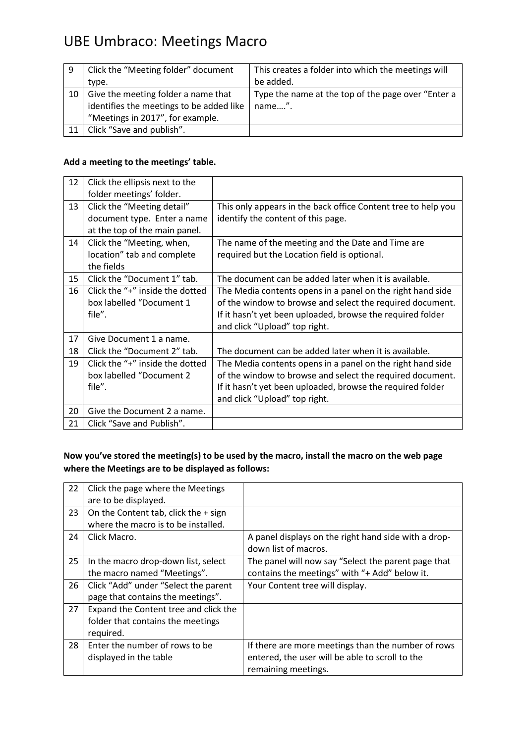| | | |
|---|---|---|
| 9 | Click the “Meeting folder” document type. | This creates a folder into which the meetings will be added. |
| 10 | Give the meeting folder a name that identifies the meetings to be added like “Meetings in 2017”, for example. | Type the name at the top of the page over “Enter a name….”. |
| 11 | Click “Save and publish”. | |

**Add a meeting to the meetings’ table.**

| | | |
|---|---|---|
| 12 | Click the ellipsis next to the folder meetings’ folder. | |
| 13 | Click the “Meeting detail” document type. Enter a name at the top of the main panel. | This only appears in the back office Content tree to help you identify the content of this page. |
| 14 | Click the “Meeting, when, location” tab and complete the fields | The name of the meeting and the Date and Time are required but the Location field is optional. |
| 15 | Click the “Document 1” tab. | The document can be added later when it is available. |
| 16 | Click the “+” inside the dotted box labelled “Document 1 file”. | The Media contents opens in a panel on the right hand side of the window to browse and select the required document. If it hasn’t yet been uploaded, browse the required folder and click “Upload” top right. |
| 17 | Give Document 1 a name. | |
| 18 | Click the “Document 2” tab. | The document can be added later when it is available. |
| 19 | Click the “+” inside the dotted box labelled “Document 2 file”. | The Media contents opens in a panel on the right hand side of the window to browse and select the required document. If it hasn’t yet been uploaded, browse the required folder and click “Upload” top right. |
| 20 | Give the Document 2 a name. | |
| 21 | Click “Save and Publish”. | |

**Now you’ve stored the meeting(s) to be used by the macro, install the macro on the web page where the Meetings are to be displayed as follows:**

| | | |
|---|---|---|
| 22 | Click the page where the Meetings are to be displayed. | |
| 23 | On the Content tab, click the + sign where the macro is to be installed. | |
| 24 | Click Macro. | A panel displays on the right hand side with a drop-down list of macros. |
| 25 | In the macro drop-down list, select the macro named “Meetings”. | The panel will now say “Select the parent page that contains the meetings” with “+ Add” below it. |
| 26 | Click “Add” under “Select the parent page that contains the meetings”. | Your Content tree will display. |
| 27 | Expand the Content tree and click the folder that contains the meetings required. | |
| 28 | Enter the number of rows to be displayed in the table | If there are more meetings than the number of rows entered, the user will be able to scroll to the remaining meetings. |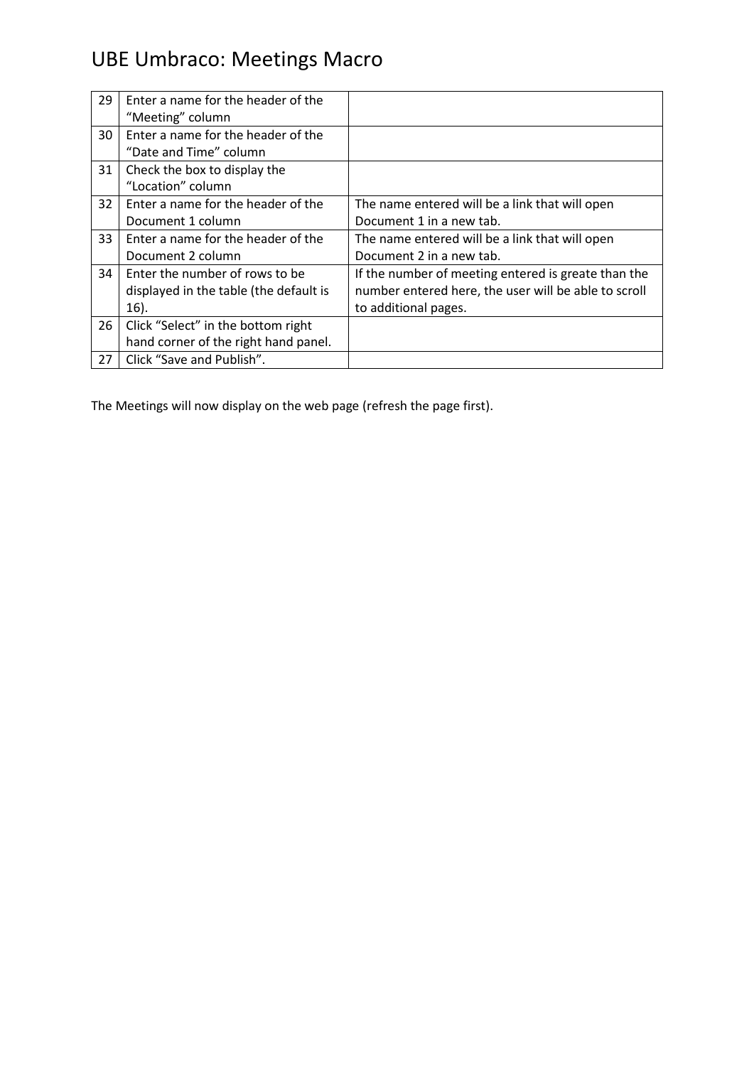| | | |
|---|---|---|
| 29 | Enter a name for the header of the "Meeting" column | |
| 30 | Enter a name for the header of the "Date and Time" column | |
| 31 | Check the box to display the "Location" column | |
| 32 | Enter a name for the header of the Document 1 column | The name entered will be a link that will open Document 1 in a new tab. |
| 33 | Enter a name for the header of the Document 2 column | The name entered will be a link that will open Document 2 in a new tab. |
| 34 | Enter the number of rows to be displayed in the table (the default is 16). | If the number of meeting entered is greate than the number entered here, the user will be able to scroll to additional pages. |
| 26 | Click "Select" in the bottom right hand corner of the right hand panel. | |
| 27 | Click "Save and Publish". | |

The Meetings will now display on the web page (refresh the page first).